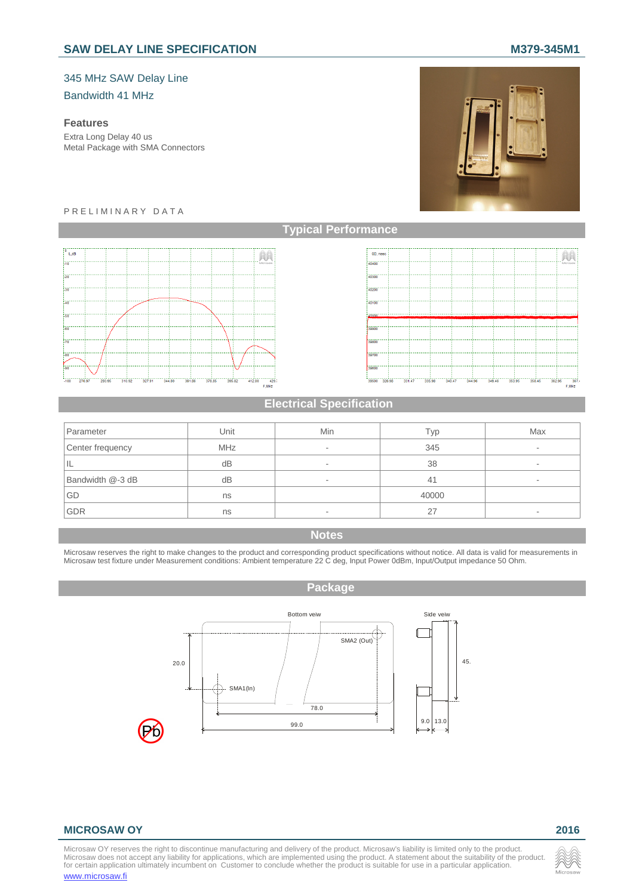# SAW DELAY LINE SPECIFICATION

**M379-345M1**

345 MHz SAW Delay Line

Bandwidth 41 MHz

### Features

Extra Long Delay 40 us

Metal Package with SMA Connectors

PRELIMINARY DATA

## Typical Performance

## Electrical Specification

| Parameter | Unit | Min | Typ | Max |
|---|---|---|---|---|
| Center frequency | MHz | - | 345 | - |
| IL | dB | - | 38 | - |
| Bandwidth @-3 dB | dB | - | 41 | - |
| GD | ns | | 40000 | |
| GDR | ns | - | 27 | - |

## Notes

Microsaw reserves the right to make changes to the product and corresponding product specifications without notice. All data is valid for measurements in Microsaw test fixture under Measurement conditions: Ambient temperature 22 C deg, Input Power 0dBm, Input/Output impedance 50 Ohm.

## Package

**MICROSAW OY** **2016**

Microsaw OY reserves the right to discontinue manufacturing and delivery of the product. Microsaw's liability is limited only to the product. Microsaw does not accept any liability for applications, which are implemented using the product. A statement about the suitability of the product for certain application ultimately incumbent on Customer to conclude whether the product is suitable for use in a particular application.

www.microsaw.fi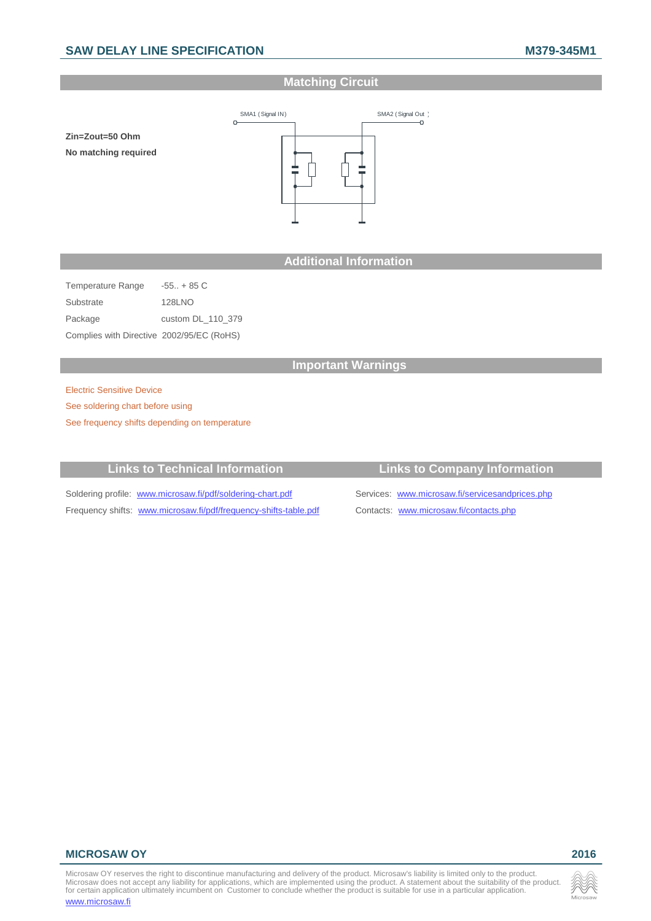## Matching Circuit

**Zin=Zout=50 Ohm**

**No matching required**

SMA1 ( Signal IN )

SMA2 ( Signal Out )

## Additional Information

| | |
|---|---|
| Temperature Range | -55.. + 85 C |
| Substrate | 128LNO |
| Package | custom DL_110_379 |
| Complies with Directive | 2002/95/EC (RoHS) |

## Important Warnings

Electric Sensitive Device

See soldering chart before using

See frequency shifts depending on temperature

## Links to Technical Information

Soldering profile: www.microsaw.fi/pdf/soldering-chart.pdf

Frequency shifts: www.microsaw.fi/pdf/frequency-shifts-table.pdf

## Links to Company Information

Services: www.microsaw.fi/servicesandprices.php

Contacts: www.microsaw.fi/contacts.php

**MICROSAW OY** **2016**

Microsaw OY reserves the right to discontinue manufacturing and delivery of the product. Microsaw's liability is limited only to the product. Microsaw does not accept any liability for applications, which are implemented using the product. A statement about the suitability of the product for certain application ultimately incumbent on Customer to conclude whether the product is suitable for use in a particular application.

www.microsaw.fi